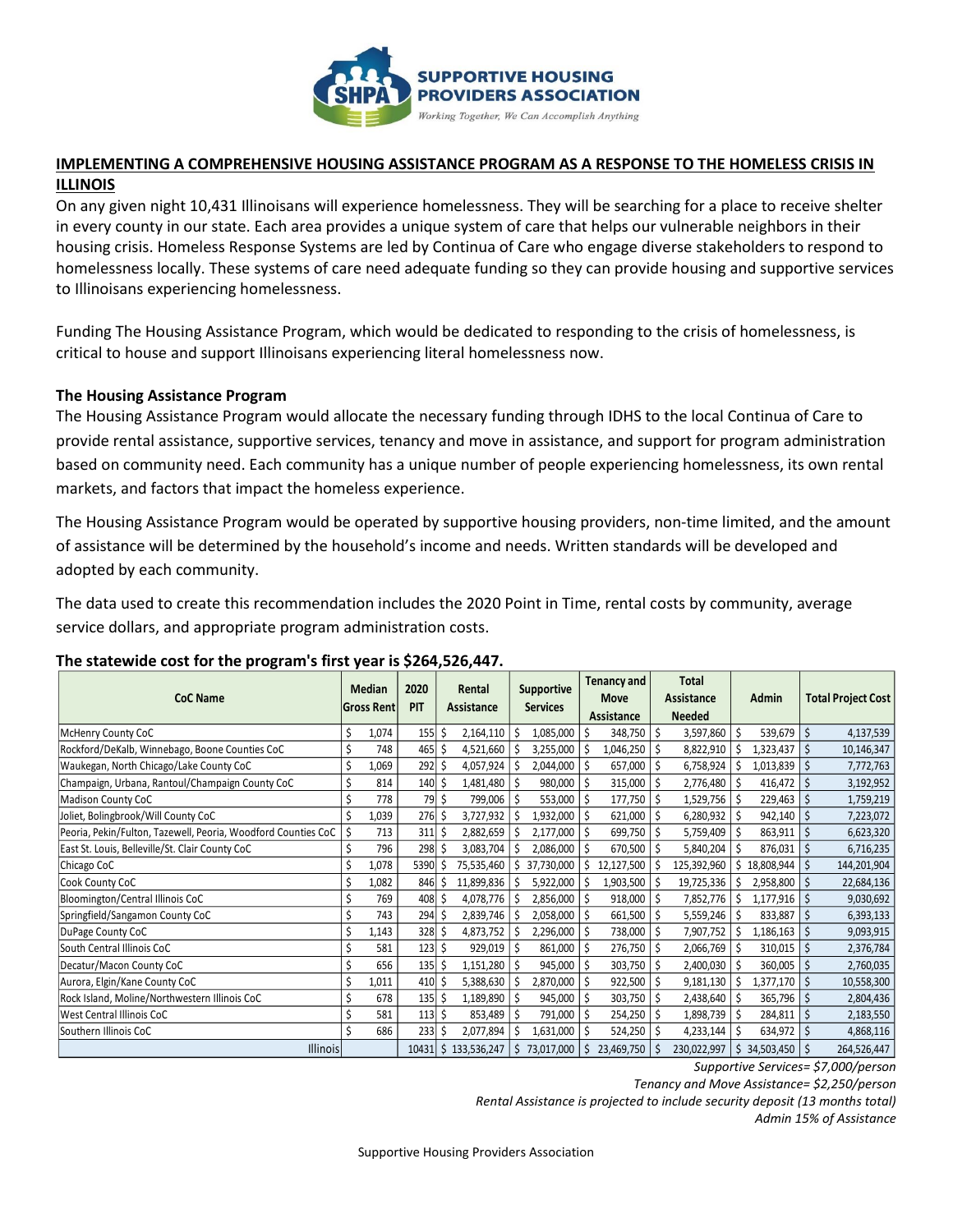SUPPORTIVE HOUSING PROVIDERS ASSOCIATION

*Working Together, We Can Accomplish Anything*

## IMPLEMENTING A COMPREHENSIVE HOUSING ASSISTANCE PROGRAM AS A RESPONSE TO THE HOMELESS CRISIS IN ILLINOIS

On any given night 10,431 Illinoisans will experience homelessness. They will be searching for a place to receive shelter in every county in our state. Each area provides a unique system of care that helps our vulnerable neighbors in their housing crisis. Homeless Response Systems are led by Continua of Care who engage diverse stakeholders to respond to homelessness locally. These systems of care need adequate funding so they can provide housing and supportive services to Illinoisans experiencing homelessness.

Funding The Housing Assistance Program, which would be dedicated to responding to the crisis of homelessness, is critical to house and support Illinoisans experiencing literal homelessness now.

### The Housing Assistance Program

The Housing Assistance Program would allocate the necessary funding through IDHS to the local Continua of Care to provide rental assistance, supportive services, tenancy and move in assistance, and support for program administration based on community need. Each community has a unique number of people experiencing homelessness, its own rental markets, and factors that impact the homeless experience.

The Housing Assistance Program would be operated by supportive housing providers, non-time limited, and the amount of assistance will be determined by the household's income and needs. Written standards will be developed and adopted by each community.

The data used to create this recommendation includes the 2020 Point in Time, rental costs by community, average service dollars, and appropriate program administration costs.

**The statewide cost for the program's first year is $264,526,447.**

| CoC Name | Median Gross Rent | 2020 PIT | Rental Assistance | Supportive Services | Tenancy and Move Assistance | Total Assistance Needed | Admin | Total Project Cost |
|---|---|---|---|---|---|---|---|---|
| McHenry County CoC | $ 1,074 | 155 | $ 2,164,110 | $ 1,085,000 | $ 348,750 | $ 3,597,860 | $ 539,679 | $ 4,137,539 |
| Rockford/DeKalb, Winnebago, Boone Counties CoC | $ 748 | 465 | $ 4,521,660 | $ 3,255,000 | $ 1,046,250 | $ 8,822,910 | $ 1,323,437 | $ 10,146,347 |
| Waukegan, North Chicago/Lake County CoC | $ 1,069 | 292 | $ 4,057,924 | $ 2,044,000 | $ 657,000 | $ 6,758,924 | $ 1,013,839 | $ 7,772,763 |
| Champaign, Urbana, Rantoul/Champaign County CoC | $ 814 | 140 | $ 1,481,480 | $ 980,000 | $ 315,000 | $ 2,776,480 | $ 416,472 | $ 3,192,952 |
| Madison County CoC | $ 778 | 79 | $ 799,006 | $ 553,000 | $ 177,750 | $ 1,529,756 | $ 229,463 | $ 1,759,219 |
| Joliet, Bolingbrook/Will County CoC | $ 1,039 | 276 | $ 3,727,932 | $ 1,932,000 | $ 621,000 | $ 6,280,932 | $ 942,140 | $ 7,223,072 |
| Peoria, Pekin/Fulton, Tazewell, Peoria, Woodford Counties CoC | $ 713 | 311 | $ 2,882,659 | $ 2,177,000 | $ 699,750 | $ 5,759,409 | $ 863,911 | $ 6,623,320 |
| East St. Louis, Belleville/St. Clair County CoC | $ 796 | 298 | $ 3,083,704 | $ 2,086,000 | $ 670,500 | $ 5,840,204 | $ 876,031 | $ 6,716,235 |
| Chicago CoC | $ 1,078 | 5390 | $ 75,535,460 | $ 37,730,000 | $ 12,127,500 | $ 125,392,960 | $ 18,808,944 | $ 144,201,904 |
| Cook County CoC | $ 1,082 | 846 | $ 11,899,836 | $ 5,922,000 | $ 1,903,500 | $ 19,725,336 | $ 2,958,800 | $ 22,684,136 |
| Bloomington/Central Illinois CoC | $ 769 | 408 | $ 4,078,776 | $ 2,856,000 | $ 918,000 | $ 7,852,776 | $ 1,177,916 | $ 9,030,692 |
| Springfield/Sangamon County CoC | $ 743 | 294 | $ 2,839,746 | $ 2,058,000 | $ 661,500 | $ 5,559,246 | $ 833,887 | $ 6,393,133 |
| DuPage County CoC | $ 1,143 | 328 | $ 4,873,752 | $ 2,296,000 | $ 738,000 | $ 7,907,752 | $ 1,186,163 | $ 9,093,915 |
| South Central Illinois CoC | $ 581 | 123 | $ 929,019 | $ 861,000 | $ 276,750 | $ 2,066,769 | $ 310,015 | $ 2,376,784 |
| Decatur/Macon County CoC | $ 656 | 135 | $ 1,151,280 | $ 945,000 | $ 303,750 | $ 2,400,030 | $ 360,005 | $ 2,760,035 |
| Aurora, Elgin/Kane County CoC | $ 1,011 | 410 | $ 5,388,630 | $ 2,870,000 | $ 922,500 | $ 9,181,130 | $ 1,377,170 | $ 10,558,300 |
| Rock Island, Moline/Northwestern Illinois CoC | $ 678 | 135 | $ 1,189,890 | $ 945,000 | $ 303,750 | $ 2,438,640 | $ 365,796 | $ 2,804,436 |
| West Central Illinois CoC | $ 581 | 113 | $ 853,489 | $ 791,000 | $ 254,250 | $ 1,898,739 | $ 284,811 | $ 2,183,550 |
| Southern Illinois CoC | $ 686 | 233 | $ 2,077,894 | $ 1,631,000 | $ 524,250 | $ 4,233,144 | $ 634,972 | $ 4,868,116 |
| Illinois | | 10431 | $ 133,536,247 | $ 73,017,000 | $ 23,469,750 | $ 230,022,997 | $ 34,503,450 | $ 264,526,447 |

*Supportive Services= $7,000/person*

*Tenancy and Move Assistance= $2,250/person*

*Rental Assistance is projected to include security deposit (13 months total)*

*Admin 15% of Assistance*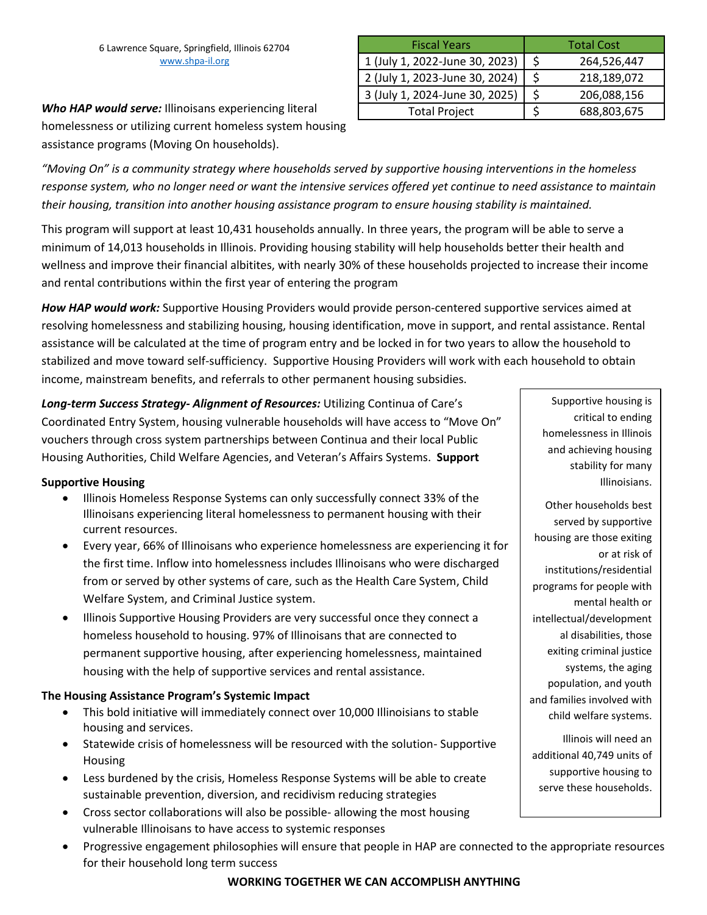6 Lawrence Square, Springfield, Illinois 62704
www.shpa-il.org

| Fiscal Years | Total Cost |
|---|---|
| 1 (July 1, 2022-June 30, 2023) | $ 264,526,447 |
| 2 (July 1, 2023-June 30, 2024) | $ 218,189,072 |
| 3 (July 1, 2024-June 30, 2025) | $ 206,088,156 |
| Total Project | $ 688,803,675 |

***Who HAP would serve:*** Illinoisans experiencing literal homelessness or utilizing current homeless system housing assistance programs (Moving On households).

*"Moving On" is a community strategy where households served by supportive housing interventions in the homeless response system, who no longer need or want the intensive services offered yet continue to need assistance to maintain their housing, transition into another housing assistance program to ensure housing stability is maintained.*

This program will support at least 10,431 households annually. In three years, the program will be able to serve a minimum of 14,013 households in Illinois. Providing housing stability will help households better their health and wellness and improve their financial albitites, with nearly 30% of these households projected to increase their income and rental contributions within the first year of entering the program

***How HAP would work:*** Supportive Housing Providers would provide person-centered supportive services aimed at resolving homelessness and stabilizing housing, housing identification, move in support, and rental assistance. Rental assistance will be calculated at the time of program entry and be locked in for two years to allow the household to stabilized and move toward self-sufficiency. Supportive Housing Providers will work with each household to obtain income, mainstream benefits, and referrals to other permanent housing subsidies.

***Long-term Success Strategy- Alignment of Resources:*** Utilizing Continua of Care's Coordinated Entry System, housing vulnerable households will have access to "Move On" vouchers through cross system partnerships between Continua and their local Public Housing Authorities, Child Welfare Agencies, and Veteran's Affairs Systems. **Support Supportive Housing**

- Illinois Homeless Response Systems can only successfully connect 33% of the Illinoisans experiencing literal homelessness to permanent housing with their current resources.
- Every year, 66% of Illinoisans who experience homelessness are experiencing it for the first time. Inflow into homelessness includes Illinoisans who were discharged from or served by other systems of care, such as the Health Care System, Child Welfare System, and Criminal Justice system.
- Illinois Supportive Housing Providers are very successful once they connect a homeless household to housing. 97% of Illinoisans that are connected to permanent supportive housing, after experiencing homelessness, maintained housing with the help of supportive services and rental assistance.

**The Housing Assistance Program's Systemic Impact**

- This bold initiative will immediately connect over 10,000 Illinoisians to stable housing and services.
- Statewide crisis of homelessness will be resourced with the solution- Supportive Housing
- Less burdened by the crisis, Homeless Response Systems will be able to create sustainable prevention, diversion, and recidivism reducing strategies
- Cross sector collaborations will also be possible- allowing the most housing vulnerable Illinoisans to have access to systemic responses
- Progressive engagement philosophies will ensure that people in HAP are connected to the appropriate resources for their household long term success

Supportive housing is critical to ending homelessness in Illinois and achieving housing stability for many Illinoisians.

Other households best served by supportive housing are those exiting or at risk of institutions/residential programs for people with mental health or intellectual/developmental disabilities, those exiting criminal justice systems, the aging population, and youth and families involved with child welfare systems.

Illinois will need an additional 40,749 units of supportive housing to serve these households.

**WORKING TOGETHER WE CAN ACCOMPLISH ANYTHING**